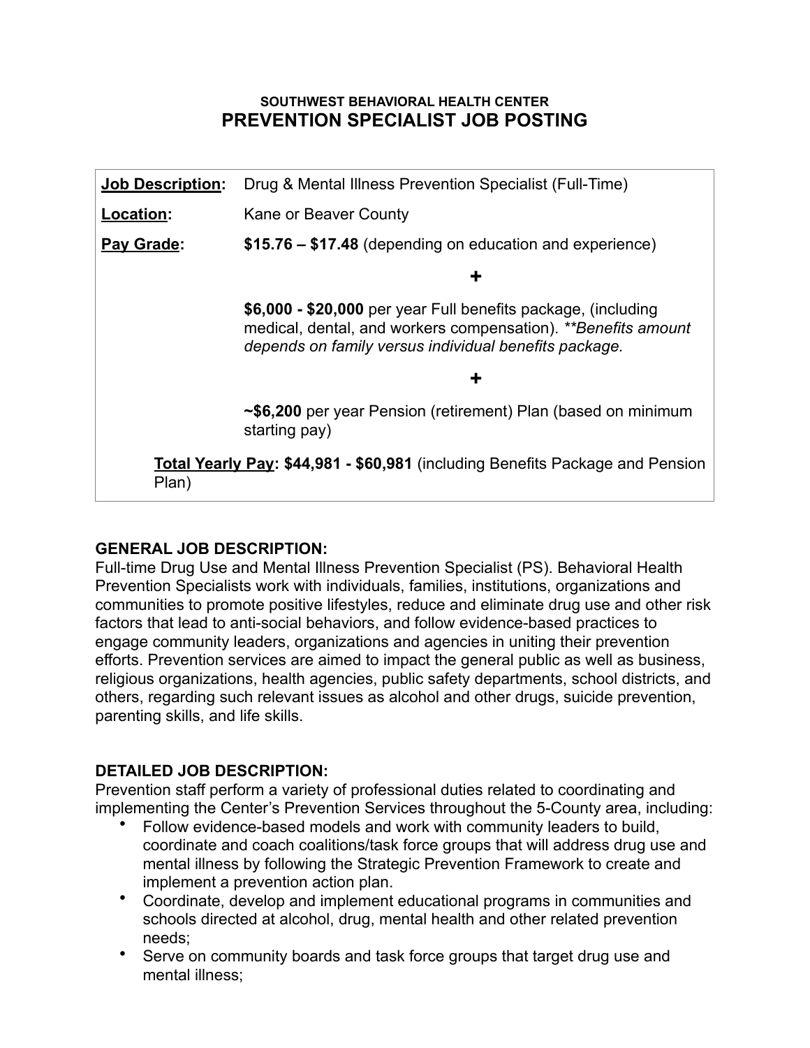#### SOUTHWEST BEHAVIORAL HEALTH CENTER

# PREVENTION SPECIALIST JOB POSTING

| | |
|---|---|
| **Job Description:** | Drug & Mental Illness Prevention Specialist (Full-Time) |
| **Location:** | Kane or Beaver County |
| **Pay Grade:** | **$15.76 – $17.48** (depending on education and experience) |
| | **+** |
| | **$6,000 - $20,000** per year Full benefits package, (including medical, dental, and workers compensation). ***Benefits amount depends on family versus individual benefits package.* |
| | **+** |
| | **~$6,200** per year Pension (retirement) Plan (based on minimum starting pay) |
| **Total Yearly Pay: $44,981 - $60,981** (including Benefits Package and Pension Plan) | |

**GENERAL JOB DESCRIPTION:**
Full-time Drug Use and Mental Illness Prevention Specialist (PS). Behavioral Health Prevention Specialists work with individuals, families, institutions, organizations and communities to promote positive lifestyles, reduce and eliminate drug use and other risk factors that lead to anti-social behaviors, and follow evidence-based practices to engage community leaders, organizations and agencies in uniting their prevention efforts. Prevention services are aimed to impact the general public as well as business, religious organizations, health agencies, public safety departments, school districts, and others, regarding such relevant issues as alcohol and other drugs, suicide prevention, parenting skills, and life skills.

**DETAILED JOB DESCRIPTION:**
Prevention staff perform a variety of professional duties related to coordinating and implementing the Center's Prevention Services throughout the 5-County area, including:

- Follow evidence-based models and work with community leaders to build, coordinate and coach coalitions/task force groups that will address drug use and mental illness by following the Strategic Prevention Framework to create and implement a prevention action plan.
- Coordinate, develop and implement educational programs in communities and schools directed at alcohol, drug, mental health and other related prevention needs;
- Serve on community boards and task force groups that target drug use and mental illness;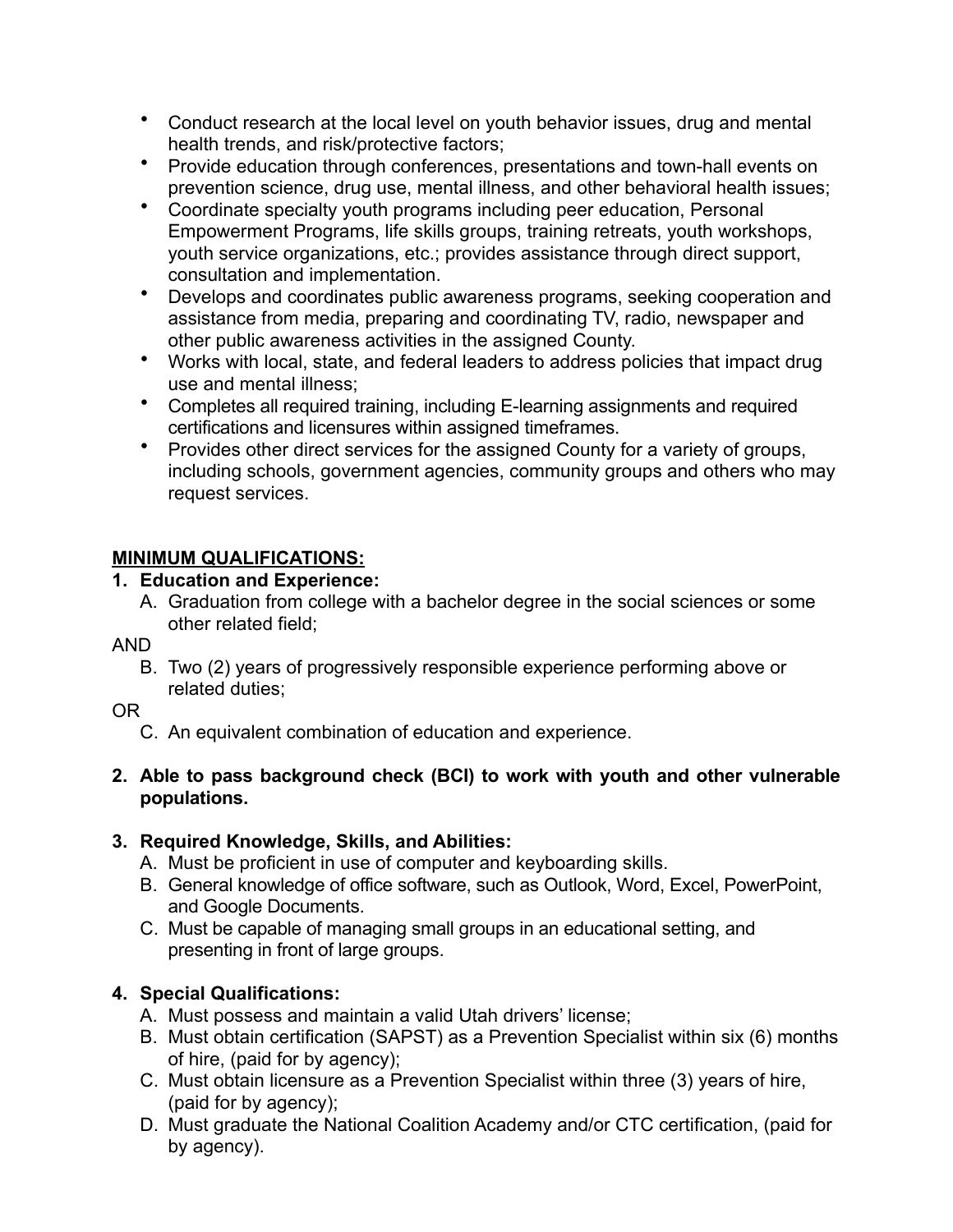- Conduct research at the local level on youth behavior issues, drug and mental health trends, and risk/protective factors;
- Provide education through conferences, presentations and town-hall events on prevention science, drug use, mental illness, and other behavioral health issues;
- Coordinate specialty youth programs including peer education, Personal Empowerment Programs, life skills groups, training retreats, youth workshops, youth service organizations, etc.; provides assistance through direct support, consultation and implementation.
- Develops and coordinates public awareness programs, seeking cooperation and assistance from media, preparing and coordinating TV, radio, newspaper and other public awareness activities in the assigned County.
- Works with local, state, and federal leaders to address policies that impact drug use and mental illness;
- Completes all required training, including E-learning assignments and required certifications and licensures within assigned timeframes.
- Provides other direct services for the assigned County for a variety of groups, including schools, government agencies, community groups and others who may request services.

**MINIMUM QUALIFICATIONS:**

1. **Education and Experience:**
   A. Graduation from college with a bachelor degree in the social sciences or some other related field;

AND

   B. Two (2) years of progressively responsible experience performing above or related duties;

OR

   C. An equivalent combination of education and experience.

2. **Able to pass background check (BCI) to work with youth and other vulnerable populations.**

3. **Required Knowledge, Skills, and Abilities:**
   A. Must be proficient in use of computer and keyboarding skills.
   B. General knowledge of office software, such as Outlook, Word, Excel, PowerPoint, and Google Documents.
   C. Must be capable of managing small groups in an educational setting, and presenting in front of large groups.

4. **Special Qualifications:**
   A. Must possess and maintain a valid Utah drivers' license;
   B. Must obtain certification (SAPST) as a Prevention Specialist within six (6) months of hire, (paid for by agency);
   C. Must obtain licensure as a Prevention Specialist within three (3) years of hire, (paid for by agency);
   D. Must graduate the National Coalition Academy and/or CTC certification, (paid for by agency).